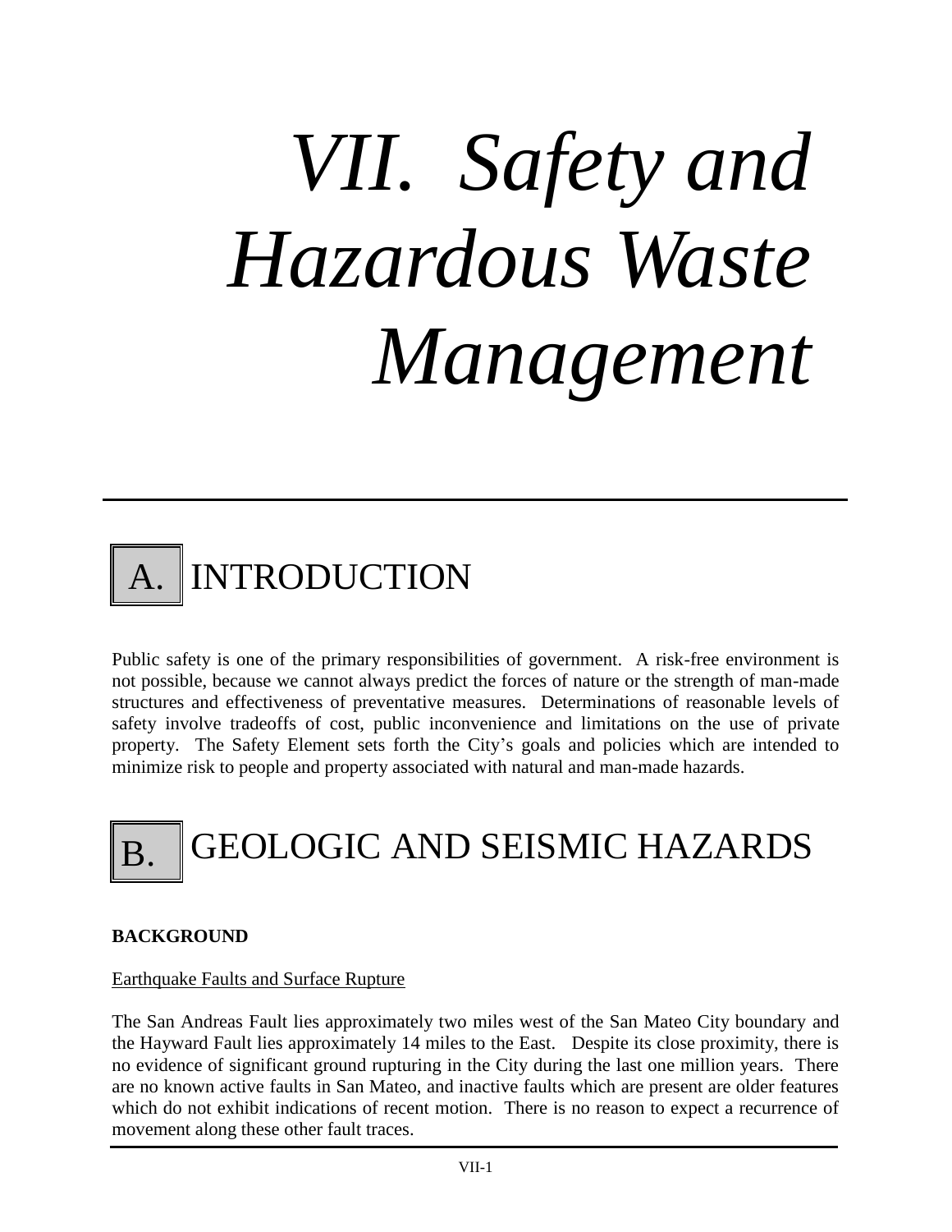# *VII. Safety and Hazardous Waste Management*

## A. INTRODUCTION

Public safety is one of the primary responsibilities of government. A risk-free environment is not possible, because we cannot always predict the forces of nature or the strength of man-made structures and effectiveness of preventative measures. Determinations of reasonable levels of safety involve tradeoffs of cost, public inconvenience and limitations on the use of private property. The Safety Element sets forth the City's goals and policies which are intended to minimize risk to people and property associated with natural and man-made hazards.

## B. GEOLOGIC AND SEISMIC HAZARDS

**BACKGROUND**

Earthquake Faults and Surface Rupture

The San Andreas Fault lies approximately two miles west of the San Mateo City boundary and the Hayward Fault lies approximately 14 miles to the East. Despite its close proximity, there is no evidence of significant ground rupturing in the City during the last one million years. There are no known active faults in San Mateo, and inactive faults which are present are older features which do not exhibit indications of recent motion. There is no reason to expect a recurrence of movement along these other fault traces.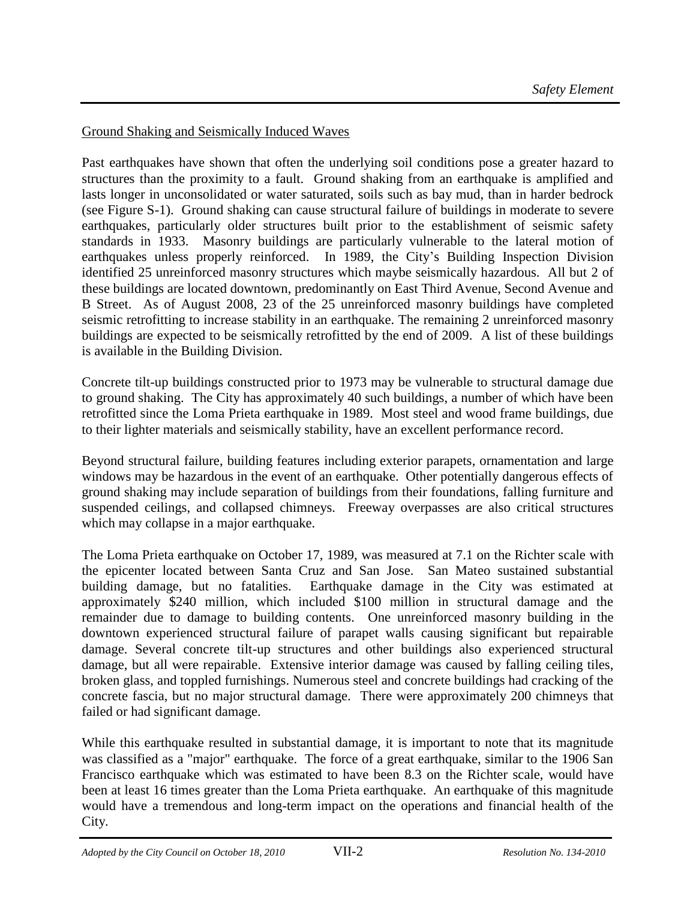<u>Ground Shaking and Seismically Induced Waves</u>

Past earthquakes have shown that often the underlying soil conditions pose a greater hazard to structures than the proximity to a fault. Ground shaking from an earthquake is amplified and lasts longer in unconsolidated or water saturated, soils such as bay mud, than in harder bedrock (see Figure S-1). Ground shaking can cause structural failure of buildings in moderate to severe earthquakes, particularly older structures built prior to the establishment of seismic safety standards in 1933. Masonry buildings are particularly vulnerable to the lateral motion of earthquakes unless properly reinforced. In 1989, the City's Building Inspection Division identified 25 unreinforced masonry structures which maybe seismically hazardous. All but 2 of these buildings are located downtown, predominantly on East Third Avenue, Second Avenue and B Street. As of August 2008, 23 of the 25 unreinforced masonry buildings have completed seismic retrofitting to increase stability in an earthquake. The remaining 2 unreinforced masonry buildings are expected to be seismically retrofitted by the end of 2009. A list of these buildings is available in the Building Division.

Concrete tilt-up buildings constructed prior to 1973 may be vulnerable to structural damage due to ground shaking. The City has approximately 40 such buildings, a number of which have been retrofitted since the Loma Prieta earthquake in 1989. Most steel and wood frame buildings, due to their lighter materials and seismically stability, have an excellent performance record.

Beyond structural failure, building features including exterior parapets, ornamentation and large windows may be hazardous in the event of an earthquake. Other potentially dangerous effects of ground shaking may include separation of buildings from their foundations, falling furniture and suspended ceilings, and collapsed chimneys. Freeway overpasses are also critical structures which may collapse in a major earthquake.

The Loma Prieta earthquake on October 17, 1989, was measured at 7.1 on the Richter scale with the epicenter located between Santa Cruz and San Jose. San Mateo sustained substantial building damage, but no fatalities. Earthquake damage in the City was estimated at approximately $240 million, which included $100 million in structural damage and the remainder due to damage to building contents. One unreinforced masonry building in the downtown experienced structural failure of parapet walls causing significant but repairable damage. Several concrete tilt-up structures and other buildings also experienced structural damage, but all were repairable. Extensive interior damage was caused by falling ceiling tiles, broken glass, and toppled furnishings. Numerous steel and concrete buildings had cracking of the concrete fascia, but no major structural damage. There were approximately 200 chimneys that failed or had significant damage.

While this earthquake resulted in substantial damage, it is important to note that its magnitude was classified as a "major" earthquake. The force of a great earthquake, similar to the 1906 San Francisco earthquake which was estimated to have been 8.3 on the Richter scale, would have been at least 16 times greater than the Loma Prieta earthquake. An earthquake of this magnitude would have a tremendous and long-term impact on the operations and financial health of the City.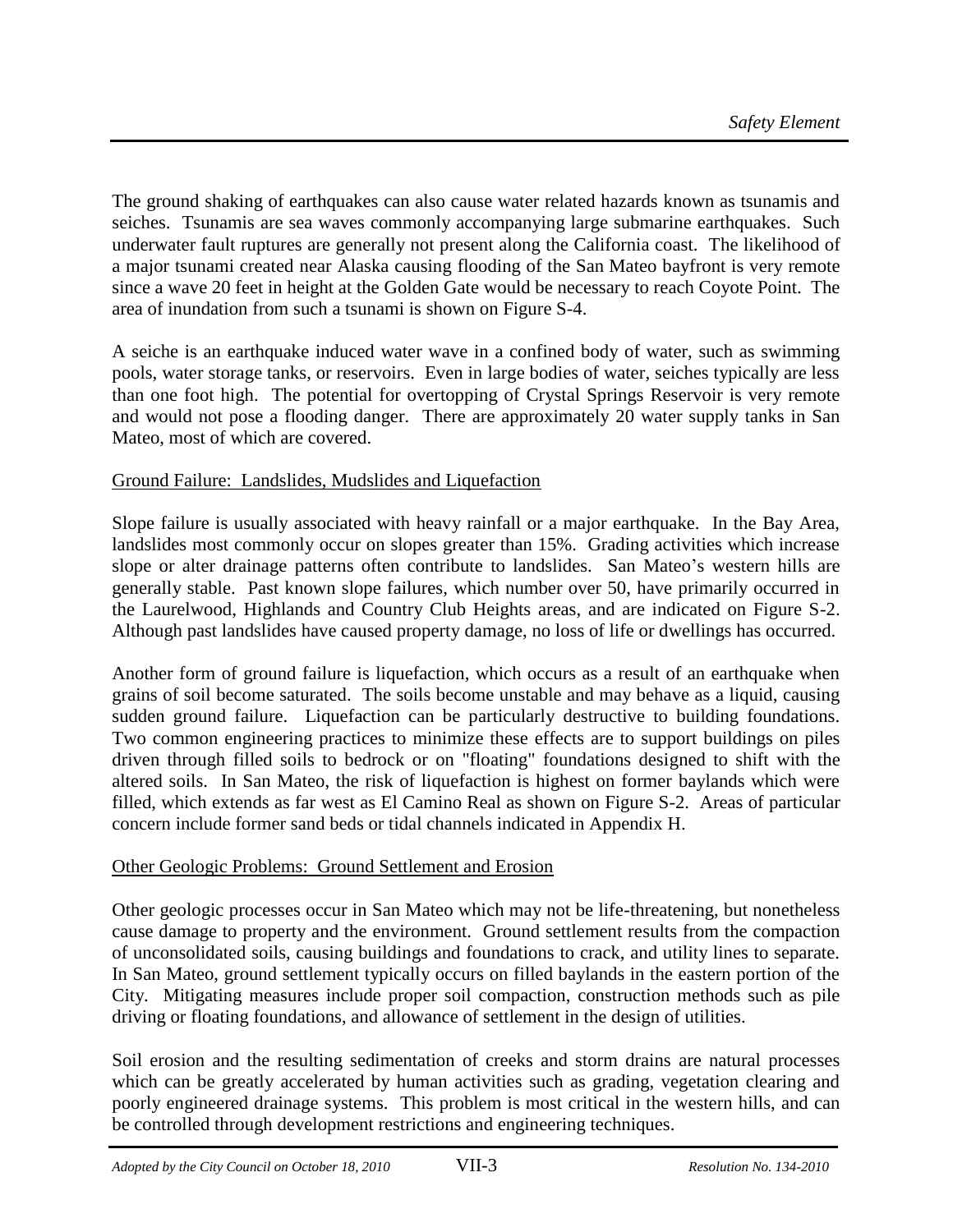The ground shaking of earthquakes can also cause water related hazards known as tsunamis and seiches. Tsunamis are sea waves commonly accompanying large submarine earthquakes. Such underwater fault ruptures are generally not present along the California coast. The likelihood of a major tsunami created near Alaska causing flooding of the San Mateo bayfront is very remote since a wave 20 feet in height at the Golden Gate would be necessary to reach Coyote Point. The area of inundation from such a tsunami is shown on Figure S-4.

A seiche is an earthquake induced water wave in a confined body of water, such as swimming pools, water storage tanks, or reservoirs. Even in large bodies of water, seiches typically are less than one foot high. The potential for overtopping of Crystal Springs Reservoir is very remote and would not pose a flooding danger. There are approximately 20 water supply tanks in San Mateo, most of which are covered.

<u>Ground Failure: Landslides, Mudslides and Liquefaction</u>

Slope failure is usually associated with heavy rainfall or a major earthquake. In the Bay Area, landslides most commonly occur on slopes greater than 15%. Grading activities which increase slope or alter drainage patterns often contribute to landslides. San Mateo's western hills are generally stable. Past known slope failures, which number over 50, have primarily occurred in the Laurelwood, Highlands and Country Club Heights areas, and are indicated on Figure S-2. Although past landslides have caused property damage, no loss of life or dwellings has occurred.

Another form of ground failure is liquefaction, which occurs as a result of an earthquake when grains of soil become saturated. The soils become unstable and may behave as a liquid, causing sudden ground failure. Liquefaction can be particularly destructive to building foundations. Two common engineering practices to minimize these effects are to support buildings on piles driven through filled soils to bedrock or on "floating" foundations designed to shift with the altered soils. In San Mateo, the risk of liquefaction is highest on former baylands which were filled, which extends as far west as El Camino Real as shown on Figure S-2. Areas of particular concern include former sand beds or tidal channels indicated in Appendix H.

<u>Other Geologic Problems: Ground Settlement and Erosion</u>

Other geologic processes occur in San Mateo which may not be life-threatening, but nonetheless cause damage to property and the environment. Ground settlement results from the compaction of unconsolidated soils, causing buildings and foundations to crack, and utility lines to separate. In San Mateo, ground settlement typically occurs on filled baylands in the eastern portion of the City. Mitigating measures include proper soil compaction, construction methods such as pile driving or floating foundations, and allowance of settlement in the design of utilities.

Soil erosion and the resulting sedimentation of creeks and storm drains are natural processes which can be greatly accelerated by human activities such as grading, vegetation clearing and poorly engineered drainage systems. This problem is most critical in the western hills, and can be controlled through development restrictions and engineering techniques.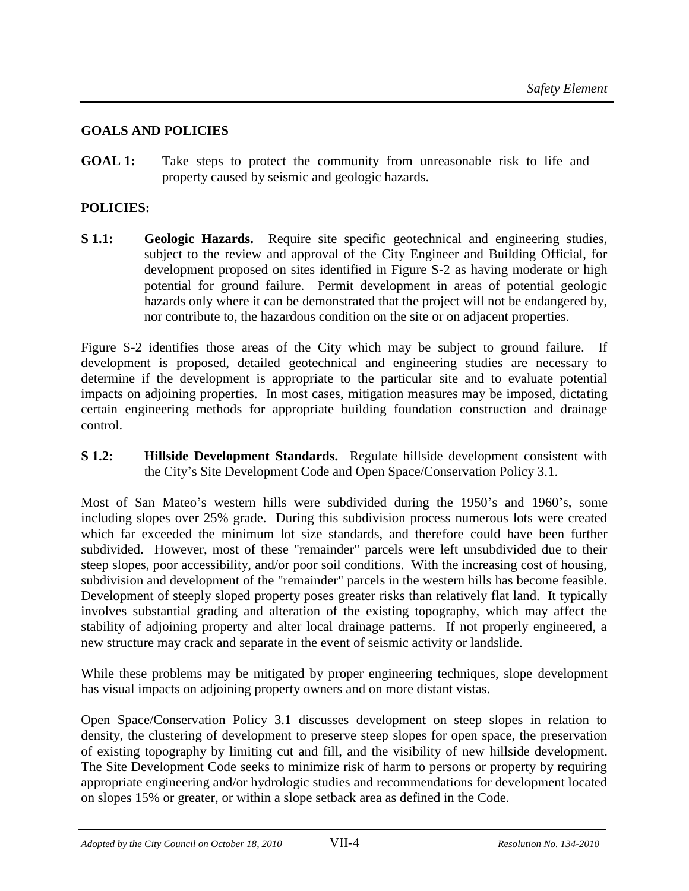## GOALS AND POLICIES

**GOAL 1:** Take steps to protect the community from unreasonable risk to life and property caused by seismic and geologic hazards.

**POLICIES:**

**S 1.1: Geologic Hazards.** Require site specific geotechnical and engineering studies, subject to the review and approval of the City Engineer and Building Official, for development proposed on sites identified in Figure S-2 as having moderate or high potential for ground failure. Permit development in areas of potential geologic hazards only where it can be demonstrated that the project will not be endangered by, nor contribute to, the hazardous condition on the site or on adjacent properties.

Figure S-2 identifies those areas of the City which may be subject to ground failure. If development is proposed, detailed geotechnical and engineering studies are necessary to determine if the development is appropriate to the particular site and to evaluate potential impacts on adjoining properties. In most cases, mitigation measures may be imposed, dictating certain engineering methods for appropriate building foundation construction and drainage control.

**S 1.2: Hillside Development Standards.** Regulate hillside development consistent with the City's Site Development Code and Open Space/Conservation Policy 3.1.

Most of San Mateo's western hills were subdivided during the 1950's and 1960's, some including slopes over 25% grade. During this subdivision process numerous lots were created which far exceeded the minimum lot size standards, and therefore could have been further subdivided. However, most of these "remainder" parcels were left unsubdivided due to their steep slopes, poor accessibility, and/or poor soil conditions. With the increasing cost of housing, subdivision and development of the "remainder" parcels in the western hills has become feasible. Development of steeply sloped property poses greater risks than relatively flat land. It typically involves substantial grading and alteration of the existing topography, which may affect the stability of adjoining property and alter local drainage patterns. If not properly engineered, a new structure may crack and separate in the event of seismic activity or landslide.

While these problems may be mitigated by proper engineering techniques, slope development has visual impacts on adjoining property owners and on more distant vistas.

Open Space/Conservation Policy 3.1 discusses development on steep slopes in relation to density, the clustering of development to preserve steep slopes for open space, the preservation of existing topography by limiting cut and fill, and the visibility of new hillside development. The Site Development Code seeks to minimize risk of harm to persons or property by requiring appropriate engineering and/or hydrologic studies and recommendations for development located on slopes 15% or greater, or within a slope setback area as defined in the Code.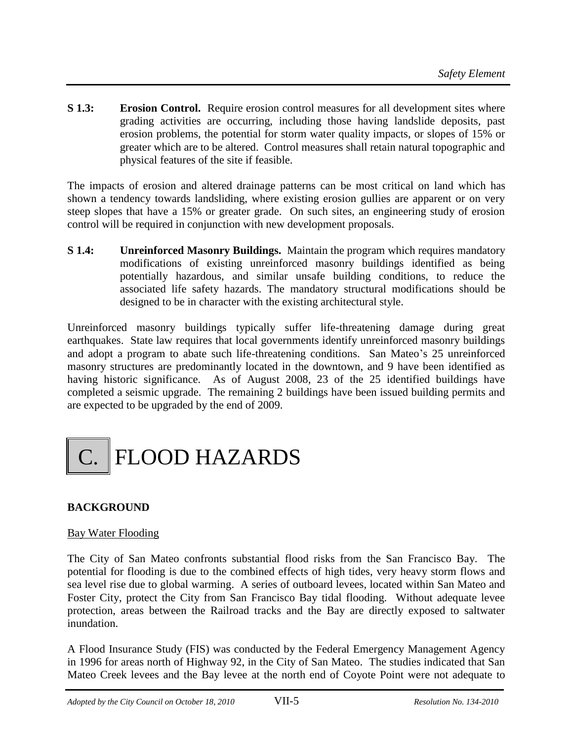**S 1.3: Erosion Control.** Require erosion control measures for all development sites where grading activities are occurring, including those having landslide deposits, past erosion problems, the potential for storm water quality impacts, or slopes of 15% or greater which are to be altered. Control measures shall retain natural topographic and physical features of the site if feasible.

The impacts of erosion and altered drainage patterns can be most critical on land which has shown a tendency towards landsliding, where existing erosion gullies are apparent or on very steep slopes that have a 15% or greater grade. On such sites, an engineering study of erosion control will be required in conjunction with new development proposals.

**S 1.4: Unreinforced Masonry Buildings.** Maintain the program which requires mandatory modifications of existing unreinforced masonry buildings identified as being potentially hazardous, and similar unsafe building conditions, to reduce the associated life safety hazards. The mandatory structural modifications should be designed to be in character with the existing architectural style.

Unreinforced masonry buildings typically suffer life-threatening damage during great earthquakes. State law requires that local governments identify unreinforced masonry buildings and adopt a program to abate such life-threatening conditions. San Mateo's 25 unreinforced masonry structures are predominantly located in the downtown, and 9 have been identified as having historic significance. As of August 2008, 23 of the 25 identified buildings have completed a seismic upgrade. The remaining 2 buildings have been issued building permits and are expected to be upgraded by the end of 2009.

# C. FLOOD HAZARDS

## BACKGROUND

Bay Water Flooding

The City of San Mateo confronts substantial flood risks from the San Francisco Bay. The potential for flooding is due to the combined effects of high tides, very heavy storm flows and sea level rise due to global warming. A series of outboard levees, located within San Mateo and Foster City, protect the City from San Francisco Bay tidal flooding. Without adequate levee protection, areas between the Railroad tracks and the Bay are directly exposed to saltwater inundation.

A Flood Insurance Study (FIS) was conducted by the Federal Emergency Management Agency in 1996 for areas north of Highway 92, in the City of San Mateo. The studies indicated that San Mateo Creek levees and the Bay levee at the north end of Coyote Point were not adequate to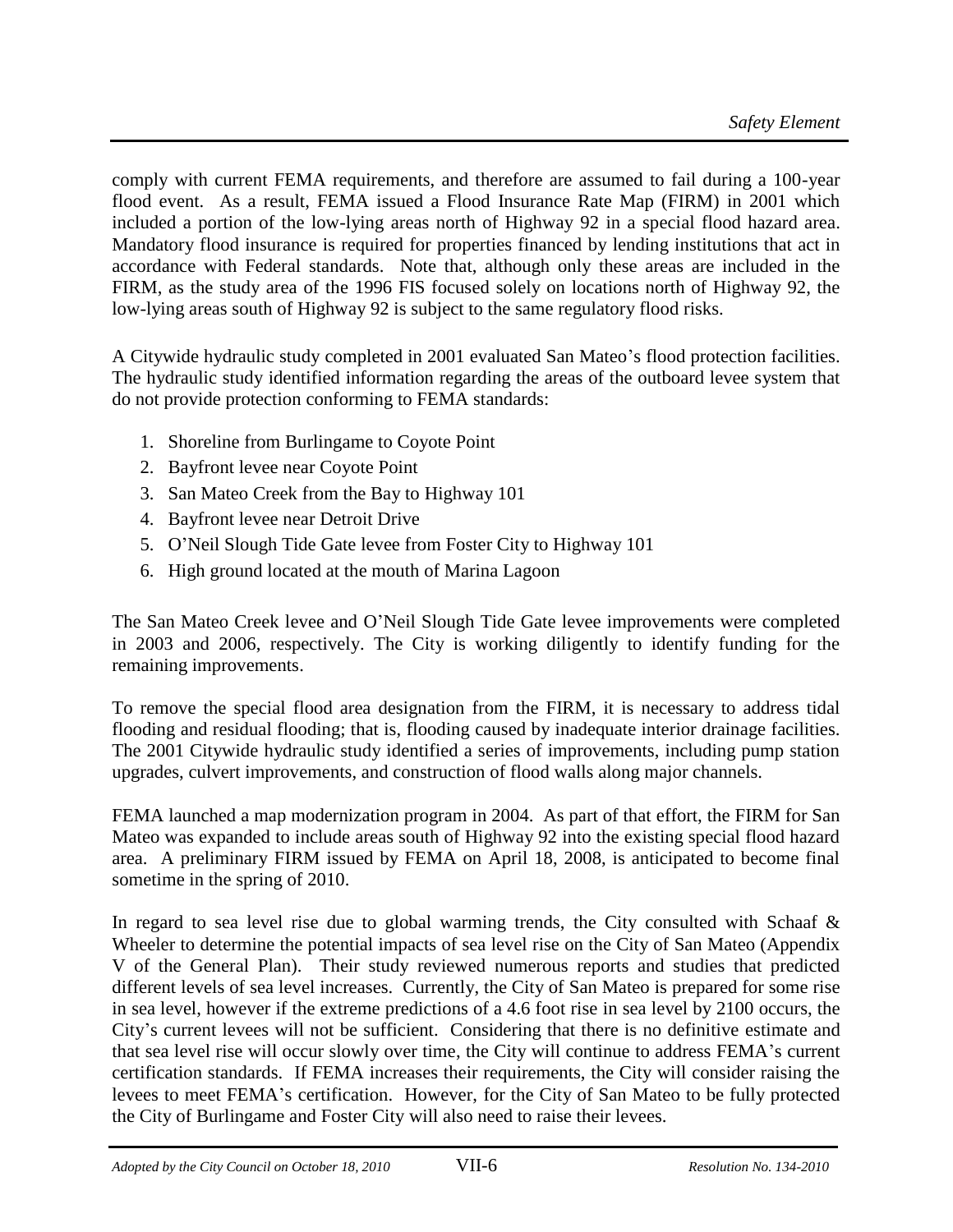comply with current FEMA requirements, and therefore are assumed to fail during a 100-year flood event. As a result, FEMA issued a Flood Insurance Rate Map (FIRM) in 2001 which included a portion of the low-lying areas north of Highway 92 in a special flood hazard area. Mandatory flood insurance is required for properties financed by lending institutions that act in accordance with Federal standards. Note that, although only these areas are included in the FIRM, as the study area of the 1996 FIS focused solely on locations north of Highway 92, the low-lying areas south of Highway 92 is subject to the same regulatory flood risks.

A Citywide hydraulic study completed in 2001 evaluated San Mateo's flood protection facilities. The hydraulic study identified information regarding the areas of the outboard levee system that do not provide protection conforming to FEMA standards:

1. Shoreline from Burlingame to Coyote Point
2. Bayfront levee near Coyote Point
3. San Mateo Creek from the Bay to Highway 101
4. Bayfront levee near Detroit Drive
5. O'Neil Slough Tide Gate levee from Foster City to Highway 101
6. High ground located at the mouth of Marina Lagoon

The San Mateo Creek levee and O'Neil Slough Tide Gate levee improvements were completed in 2003 and 2006, respectively. The City is working diligently to identify funding for the remaining improvements.

To remove the special flood area designation from the FIRM, it is necessary to address tidal flooding and residual flooding; that is, flooding caused by inadequate interior drainage facilities. The 2001 Citywide hydraulic study identified a series of improvements, including pump station upgrades, culvert improvements, and construction of flood walls along major channels.

FEMA launched a map modernization program in 2004. As part of that effort, the FIRM for San Mateo was expanded to include areas south of Highway 92 into the existing special flood hazard area. A preliminary FIRM issued by FEMA on April 18, 2008, is anticipated to become final sometime in the spring of 2010.

In regard to sea level rise due to global warming trends, the City consulted with Schaaf & Wheeler to determine the potential impacts of sea level rise on the City of San Mateo (Appendix V of the General Plan). Their study reviewed numerous reports and studies that predicted different levels of sea level increases. Currently, the City of San Mateo is prepared for some rise in sea level, however if the extreme predictions of a 4.6 foot rise in sea level by 2100 occurs, the City's current levees will not be sufficient. Considering that there is no definitive estimate and that sea level rise will occur slowly over time, the City will continue to address FEMA's current certification standards. If FEMA increases their requirements, the City will consider raising the levees to meet FEMA's certification. However, for the City of San Mateo to be fully protected the City of Burlingame and Foster City will also need to raise their levees.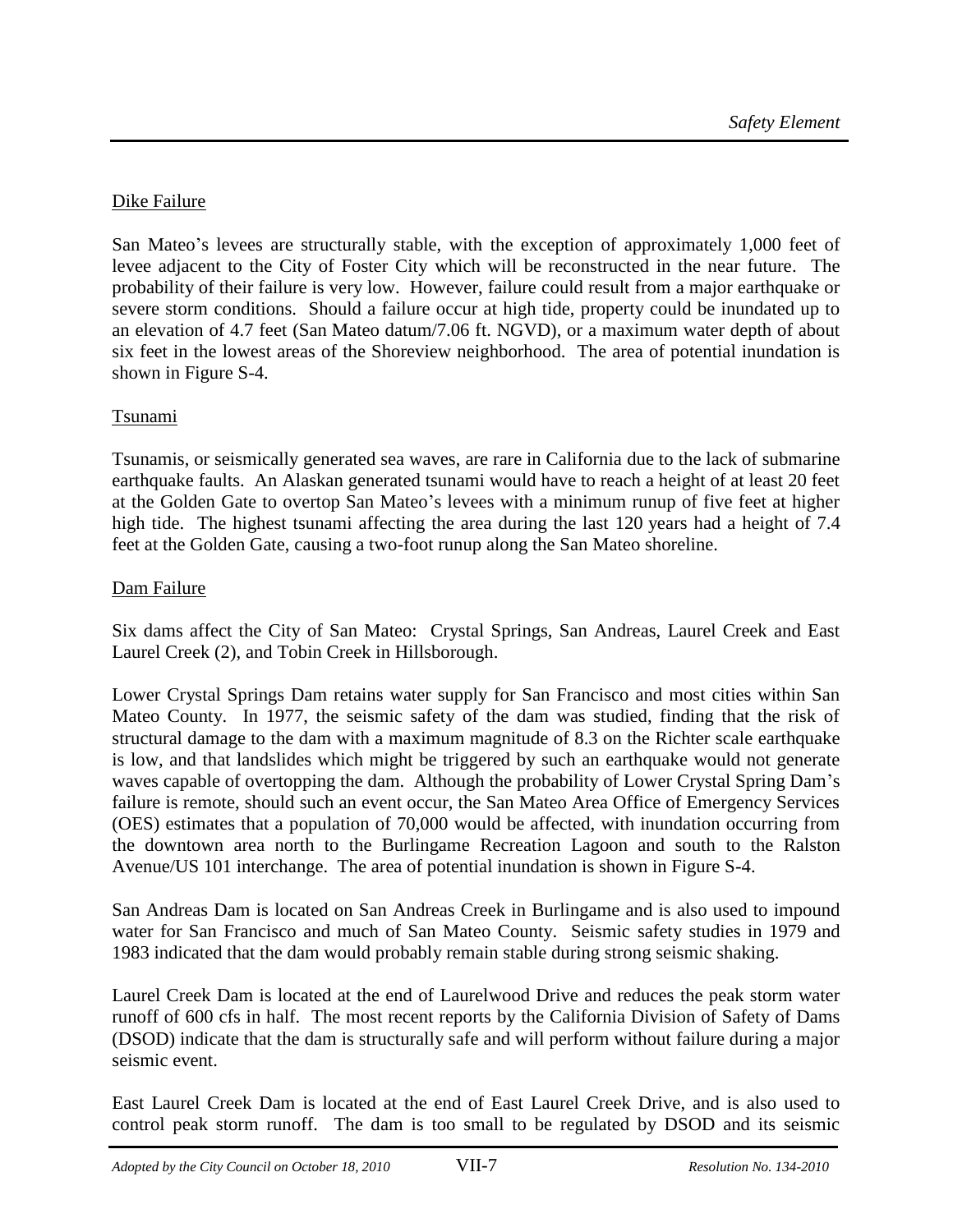### Dike Failure

San Mateo's levees are structurally stable, with the exception of approximately 1,000 feet of levee adjacent to the City of Foster City which will be reconstructed in the near future. The probability of their failure is very low. However, failure could result from a major earthquake or severe storm conditions. Should a failure occur at high tide, property could be inundated up to an elevation of 4.7 feet (San Mateo datum/7.06 ft. NGVD), or a maximum water depth of about six feet in the lowest areas of the Shoreview neighborhood. The area of potential inundation is shown in Figure S-4.

### Tsunami

Tsunamis, or seismically generated sea waves, are rare in California due to the lack of submarine earthquake faults. An Alaskan generated tsunami would have to reach a height of at least 20 feet at the Golden Gate to overtop San Mateo's levees with a minimum runup of five feet at higher high tide. The highest tsunami affecting the area during the last 120 years had a height of 7.4 feet at the Golden Gate, causing a two-foot runup along the San Mateo shoreline.

### Dam Failure

Six dams affect the City of San Mateo: Crystal Springs, San Andreas, Laurel Creek and East Laurel Creek (2), and Tobin Creek in Hillsborough.

Lower Crystal Springs Dam retains water supply for San Francisco and most cities within San Mateo County. In 1977, the seismic safety of the dam was studied, finding that the risk of structural damage to the dam with a maximum magnitude of 8.3 on the Richter scale earthquake is low, and that landslides which might be triggered by such an earthquake would not generate waves capable of overtopping the dam. Although the probability of Lower Crystal Spring Dam's failure is remote, should such an event occur, the San Mateo Area Office of Emergency Services (OES) estimates that a population of 70,000 would be affected, with inundation occurring from the downtown area north to the Burlingame Recreation Lagoon and south to the Ralston Avenue/US 101 interchange. The area of potential inundation is shown in Figure S-4.

San Andreas Dam is located on San Andreas Creek in Burlingame and is also used to impound water for San Francisco and much of San Mateo County. Seismic safety studies in 1979 and 1983 indicated that the dam would probably remain stable during strong seismic shaking.

Laurel Creek Dam is located at the end of Laurelwood Drive and reduces the peak storm water runoff of 600 cfs in half. The most recent reports by the California Division of Safety of Dams (DSOD) indicate that the dam is structurally safe and will perform without failure during a major seismic event.

East Laurel Creek Dam is located at the end of East Laurel Creek Drive, and is also used to control peak storm runoff. The dam is too small to be regulated by DSOD and its seismic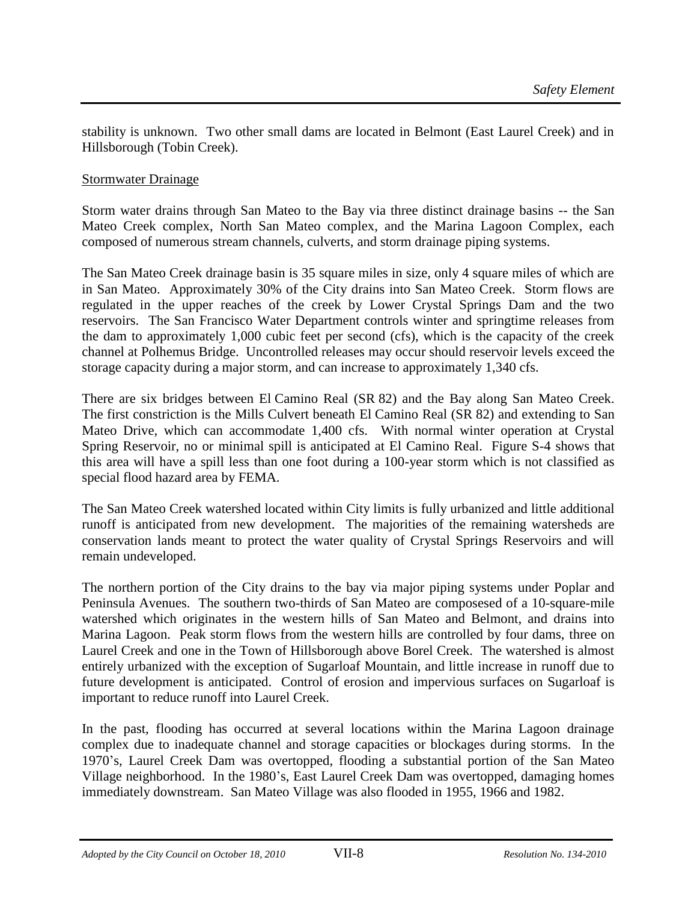stability is unknown. Two other small dams are located in Belmont (East Laurel Creek) and in Hillsborough (Tobin Creek).

<u>Stormwater Drainage</u>

Storm water drains through San Mateo to the Bay via three distinct drainage basins -- the San Mateo Creek complex, North San Mateo complex, and the Marina Lagoon Complex, each composed of numerous stream channels, culverts, and storm drainage piping systems.

The San Mateo Creek drainage basin is 35 square miles in size, only 4 square miles of which are in San Mateo. Approximately 30% of the City drains into San Mateo Creek. Storm flows are regulated in the upper reaches of the creek by Lower Crystal Springs Dam and the two reservoirs. The San Francisco Water Department controls winter and springtime releases from the dam to approximately 1,000 cubic feet per second (cfs), which is the capacity of the creek channel at Polhemus Bridge. Uncontrolled releases may occur should reservoir levels exceed the storage capacity during a major storm, and can increase to approximately 1,340 cfs.

There are six bridges between El Camino Real (SR 82) and the Bay along San Mateo Creek. The first constriction is the Mills Culvert beneath El Camino Real (SR 82) and extending to San Mateo Drive, which can accommodate 1,400 cfs. With normal winter operation at Crystal Spring Reservoir, no or minimal spill is anticipated at El Camino Real. Figure S-4 shows that this area will have a spill less than one foot during a 100-year storm which is not classified as special flood hazard area by FEMA.

The San Mateo Creek watershed located within City limits is fully urbanized and little additional runoff is anticipated from new development. The majorities of the remaining watersheds are conservation lands meant to protect the water quality of Crystal Springs Reservoirs and will remain undeveloped.

The northern portion of the City drains to the bay via major piping systems under Poplar and Peninsula Avenues. The southern two-thirds of San Mateo are composesed of a 10-square-mile watershed which originates in the western hills of San Mateo and Belmont, and drains into Marina Lagoon. Peak storm flows from the western hills are controlled by four dams, three on Laurel Creek and one in the Town of Hillsborough above Borel Creek. The watershed is almost entirely urbanized with the exception of Sugarloaf Mountain, and little increase in runoff due to future development is anticipated. Control of erosion and impervious surfaces on Sugarloaf is important to reduce runoff into Laurel Creek.

In the past, flooding has occurred at several locations within the Marina Lagoon drainage complex due to inadequate channel and storage capacities or blockages during storms. In the 1970's, Laurel Creek Dam was overtopped, flooding a substantial portion of the San Mateo Village neighborhood. In the 1980's, East Laurel Creek Dam was overtopped, damaging homes immediately downstream. San Mateo Village was also flooded in 1955, 1966 and 1982.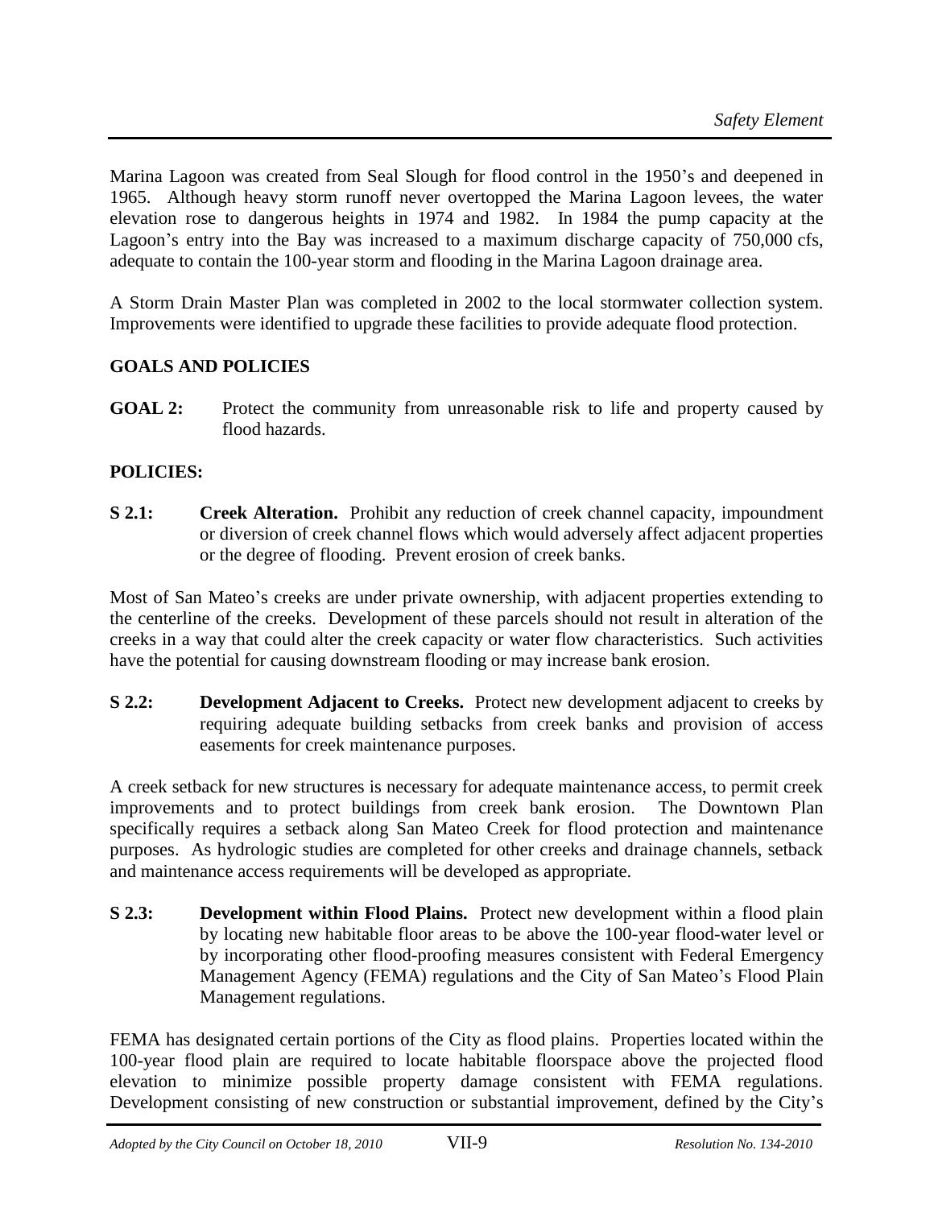Marina Lagoon was created from Seal Slough for flood control in the 1950's and deepened in 1965. Although heavy storm runoff never overtopped the Marina Lagoon levees, the water elevation rose to dangerous heights in 1974 and 1982. In 1984 the pump capacity at the Lagoon's entry into the Bay was increased to a maximum discharge capacity of 750,000 cfs, adequate to contain the 100-year storm and flooding in the Marina Lagoon drainage area.

A Storm Drain Master Plan was completed in 2002 to the local stormwater collection system. Improvements were identified to upgrade these facilities to provide adequate flood protection.

## GOALS AND POLICIES

**GOAL 2:** Protect the community from unreasonable risk to life and property caused by flood hazards.

## POLICIES:

**S 2.1: Creek Alteration.** Prohibit any reduction of creek channel capacity, impoundment or diversion of creek channel flows which would adversely affect adjacent properties or the degree of flooding. Prevent erosion of creek banks.

Most of San Mateo's creeks are under private ownership, with adjacent properties extending to the centerline of the creeks. Development of these parcels should not result in alteration of the creeks in a way that could alter the creek capacity or water flow characteristics. Such activities have the potential for causing downstream flooding or may increase bank erosion.

**S 2.2: Development Adjacent to Creeks.** Protect new development adjacent to creeks by requiring adequate building setbacks from creek banks and provision of access easements for creek maintenance purposes.

A creek setback for new structures is necessary for adequate maintenance access, to permit creek improvements and to protect buildings from creek bank erosion. The Downtown Plan specifically requires a setback along San Mateo Creek for flood protection and maintenance purposes. As hydrologic studies are completed for other creeks and drainage channels, setback and maintenance access requirements will be developed as appropriate.

**S 2.3: Development within Flood Plains.** Protect new development within a flood plain by locating new habitable floor areas to be above the 100-year flood-water level or by incorporating other flood-proofing measures consistent with Federal Emergency Management Agency (FEMA) regulations and the City of San Mateo's Flood Plain Management regulations.

FEMA has designated certain portions of the City as flood plains. Properties located within the 100-year flood plain are required to locate habitable floorspace above the projected flood elevation to minimize possible property damage consistent with FEMA regulations. Development consisting of new construction or substantial improvement, defined by the City's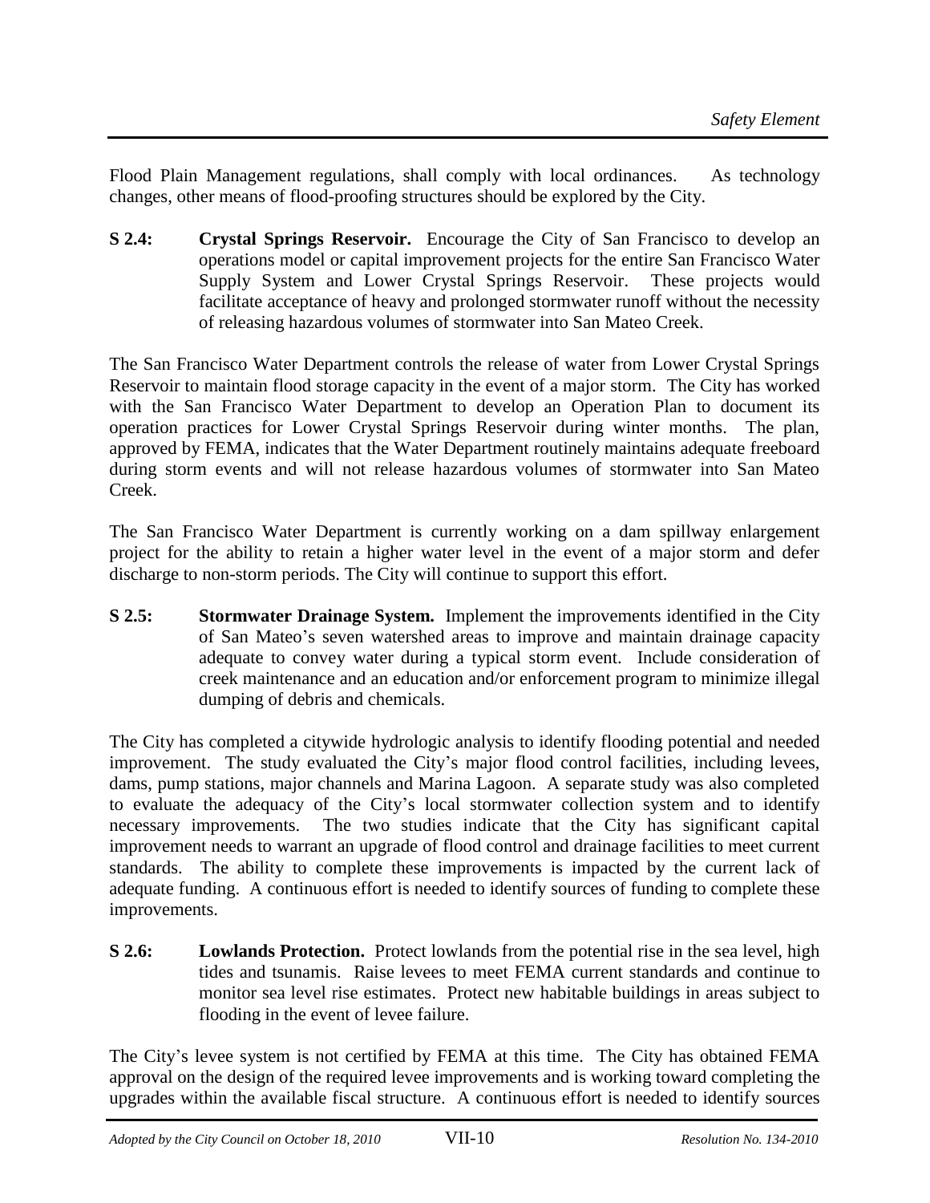Flood Plain Management regulations, shall comply with local ordinances. As technology changes, other means of flood-proofing structures should be explored by the City.

**S 2.4: Crystal Springs Reservoir.** Encourage the City of San Francisco to develop an operations model or capital improvement projects for the entire San Francisco Water Supply System and Lower Crystal Springs Reservoir. These projects would facilitate acceptance of heavy and prolonged stormwater runoff without the necessity of releasing hazardous volumes of stormwater into San Mateo Creek.

The San Francisco Water Department controls the release of water from Lower Crystal Springs Reservoir to maintain flood storage capacity in the event of a major storm. The City has worked with the San Francisco Water Department to develop an Operation Plan to document its operation practices for Lower Crystal Springs Reservoir during winter months. The plan, approved by FEMA, indicates that the Water Department routinely maintains adequate freeboard during storm events and will not release hazardous volumes of stormwater into San Mateo Creek.

The San Francisco Water Department is currently working on a dam spillway enlargement project for the ability to retain a higher water level in the event of a major storm and defer discharge to non-storm periods. The City will continue to support this effort.

**S 2.5: Stormwater Drainage System.** Implement the improvements identified in the City of San Mateo's seven watershed areas to improve and maintain drainage capacity adequate to convey water during a typical storm event. Include consideration of creek maintenance and an education and/or enforcement program to minimize illegal dumping of debris and chemicals.

The City has completed a citywide hydrologic analysis to identify flooding potential and needed improvement. The study evaluated the City's major flood control facilities, including levees, dams, pump stations, major channels and Marina Lagoon. A separate study was also completed to evaluate the adequacy of the City's local stormwater collection system and to identify necessary improvements. The two studies indicate that the City has significant capital improvement needs to warrant an upgrade of flood control and drainage facilities to meet current standards. The ability to complete these improvements is impacted by the current lack of adequate funding. A continuous effort is needed to identify sources of funding to complete these improvements.

**S 2.6: Lowlands Protection.** Protect lowlands from the potential rise in the sea level, high tides and tsunamis. Raise levees to meet FEMA current standards and continue to monitor sea level rise estimates. Protect new habitable buildings in areas subject to flooding in the event of levee failure.

The City's levee system is not certified by FEMA at this time. The City has obtained FEMA approval on the design of the required levee improvements and is working toward completing the upgrades within the available fiscal structure. A continuous effort is needed to identify sources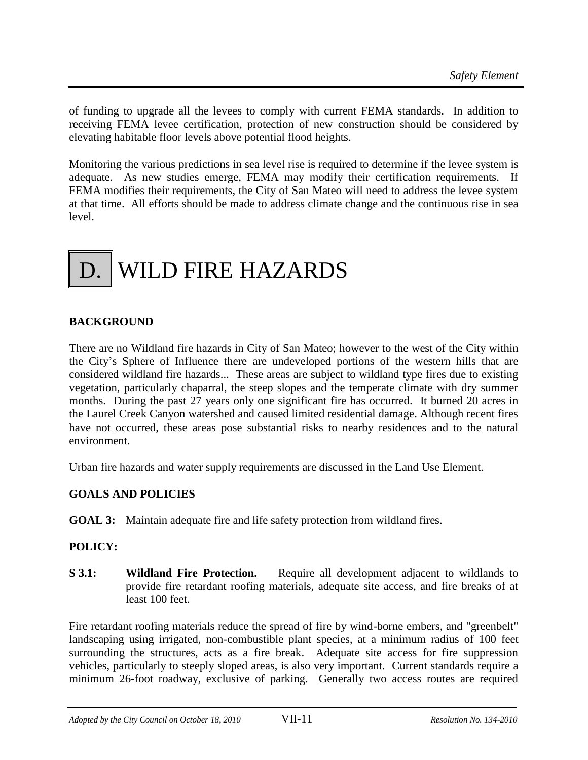of funding to upgrade all the levees to comply with current FEMA standards. In addition to receiving FEMA levee certification, protection of new construction should be considered by elevating habitable floor levels above potential flood heights.

Monitoring the various predictions in sea level rise is required to determine if the levee system is adequate. As new studies emerge, FEMA may modify their certification requirements. If FEMA modifies their requirements, the City of San Mateo will need to address the levee system at that time. All efforts should be made to address climate change and the continuous rise in sea level.

# D. WILD FIRE HAZARDS

## BACKGROUND

There are no Wildland fire hazards in City of San Mateo; however to the west of the City within the City's Sphere of Influence there are undeveloped portions of the western hills that are considered wildland fire hazards... These areas are subject to wildland type fires due to existing vegetation, particularly chaparral, the steep slopes and the temperate climate with dry summer months. During the past 27 years only one significant fire has occurred. It burned 20 acres in the Laurel Creek Canyon watershed and caused limited residential damage. Although recent fires have not occurred, these areas pose substantial risks to nearby residences and to the natural environment.

Urban fire hazards and water supply requirements are discussed in the Land Use Element.

## GOALS AND POLICIES

**GOAL 3:** Maintain adequate fire and life safety protection from wildland fires.

**POLICY:**

**S 3.1: Wildland Fire Protection.** Require all development adjacent to wildlands to provide fire retardant roofing materials, adequate site access, and fire breaks of at least 100 feet.

Fire retardant roofing materials reduce the spread of fire by wind-borne embers, and "greenbelt" landscaping using irrigated, non-combustible plant species, at a minimum radius of 100 feet surrounding the structures, acts as a fire break. Adequate site access for fire suppression vehicles, particularly to steeply sloped areas, is also very important. Current standards require a minimum 26-foot roadway, exclusive of parking. Generally two access routes are required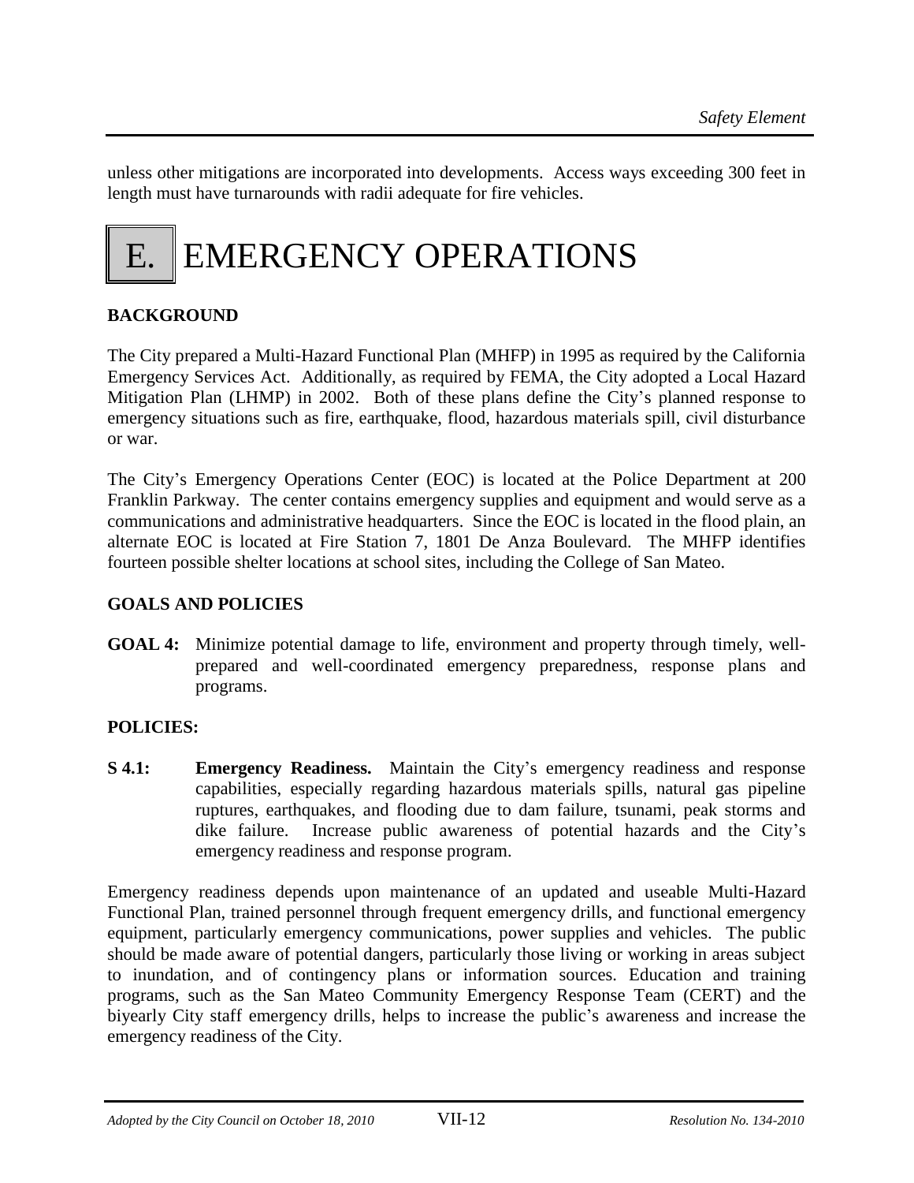unless other mitigations are incorporated into developments. Access ways exceeding 300 feet in length must have turnarounds with radii adequate for fire vehicles.

# E. EMERGENCY OPERATIONS

## BACKGROUND

The City prepared a Multi-Hazard Functional Plan (MHFP) in 1995 as required by the California Emergency Services Act. Additionally, as required by FEMA, the City adopted a Local Hazard Mitigation Plan (LHMP) in 2002. Both of these plans define the City's planned response to emergency situations such as fire, earthquake, flood, hazardous materials spill, civil disturbance or war.

The City's Emergency Operations Center (EOC) is located at the Police Department at 200 Franklin Parkway. The center contains emergency supplies and equipment and would serve as a communications and administrative headquarters. Since the EOC is located in the flood plain, an alternate EOC is located at Fire Station 7, 1801 De Anza Boulevard. The MHFP identifies fourteen possible shelter locations at school sites, including the College of San Mateo.

## GOALS AND POLICIES

**GOAL 4:** Minimize potential damage to life, environment and property through timely, well-prepared and well-coordinated emergency preparedness, response plans and programs.

## POLICIES:

**S 4.1:** **Emergency Readiness.** Maintain the City's emergency readiness and response capabilities, especially regarding hazardous materials spills, natural gas pipeline ruptures, earthquakes, and flooding due to dam failure, tsunami, peak storms and dike failure. Increase public awareness of potential hazards and the City's emergency readiness and response program.

Emergency readiness depends upon maintenance of an updated and useable Multi-Hazard Functional Plan, trained personnel through frequent emergency drills, and functional emergency equipment, particularly emergency communications, power supplies and vehicles. The public should be made aware of potential dangers, particularly those living or working in areas subject to inundation, and of contingency plans or information sources. Education and training programs, such as the San Mateo Community Emergency Response Team (CERT) and the biyearly City staff emergency drills, helps to increase the public's awareness and increase the emergency readiness of the City.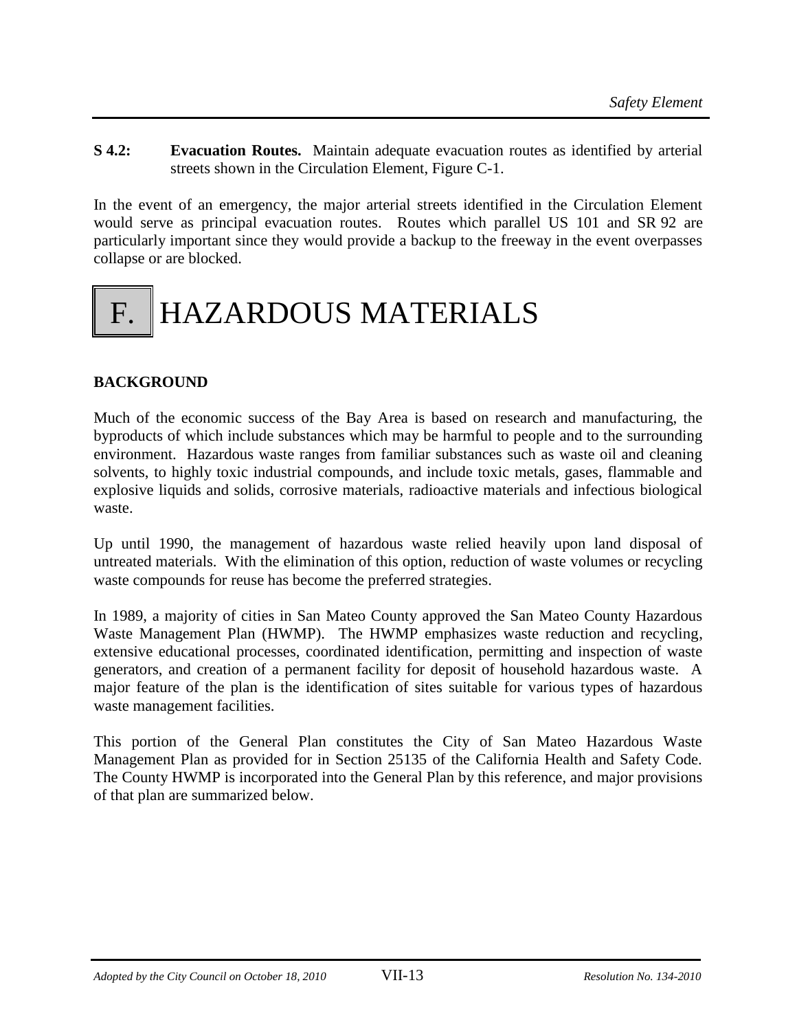**S 4.2:** **Evacuation Routes.** Maintain adequate evacuation routes as identified by arterial streets shown in the Circulation Element, Figure C-1.

In the event of an emergency, the major arterial streets identified in the Circulation Element would serve as principal evacuation routes. Routes which parallel US 101 and SR 92 are particularly important since they would provide a backup to the freeway in the event overpasses collapse or are blocked.

# F. HAZARDOUS MATERIALS

## BACKGROUND

Much of the economic success of the Bay Area is based on research and manufacturing, the byproducts of which include substances which may be harmful to people and to the surrounding environment. Hazardous waste ranges from familiar substances such as waste oil and cleaning solvents, to highly toxic industrial compounds, and include toxic metals, gases, flammable and explosive liquids and solids, corrosive materials, radioactive materials and infectious biological waste.

Up until 1990, the management of hazardous waste relied heavily upon land disposal of untreated materials. With the elimination of this option, reduction of waste volumes or recycling waste compounds for reuse has become the preferred strategies.

In 1989, a majority of cities in San Mateo County approved the San Mateo County Hazardous Waste Management Plan (HWMP). The HWMP emphasizes waste reduction and recycling, extensive educational processes, coordinated identification, permitting and inspection of waste generators, and creation of a permanent facility for deposit of household hazardous waste. A major feature of the plan is the identification of sites suitable for various types of hazardous waste management facilities.

This portion of the General Plan constitutes the City of San Mateo Hazardous Waste Management Plan as provided for in Section 25135 of the California Health and Safety Code. The County HWMP is incorporated into the General Plan by this reference, and major provisions of that plan are summarized below.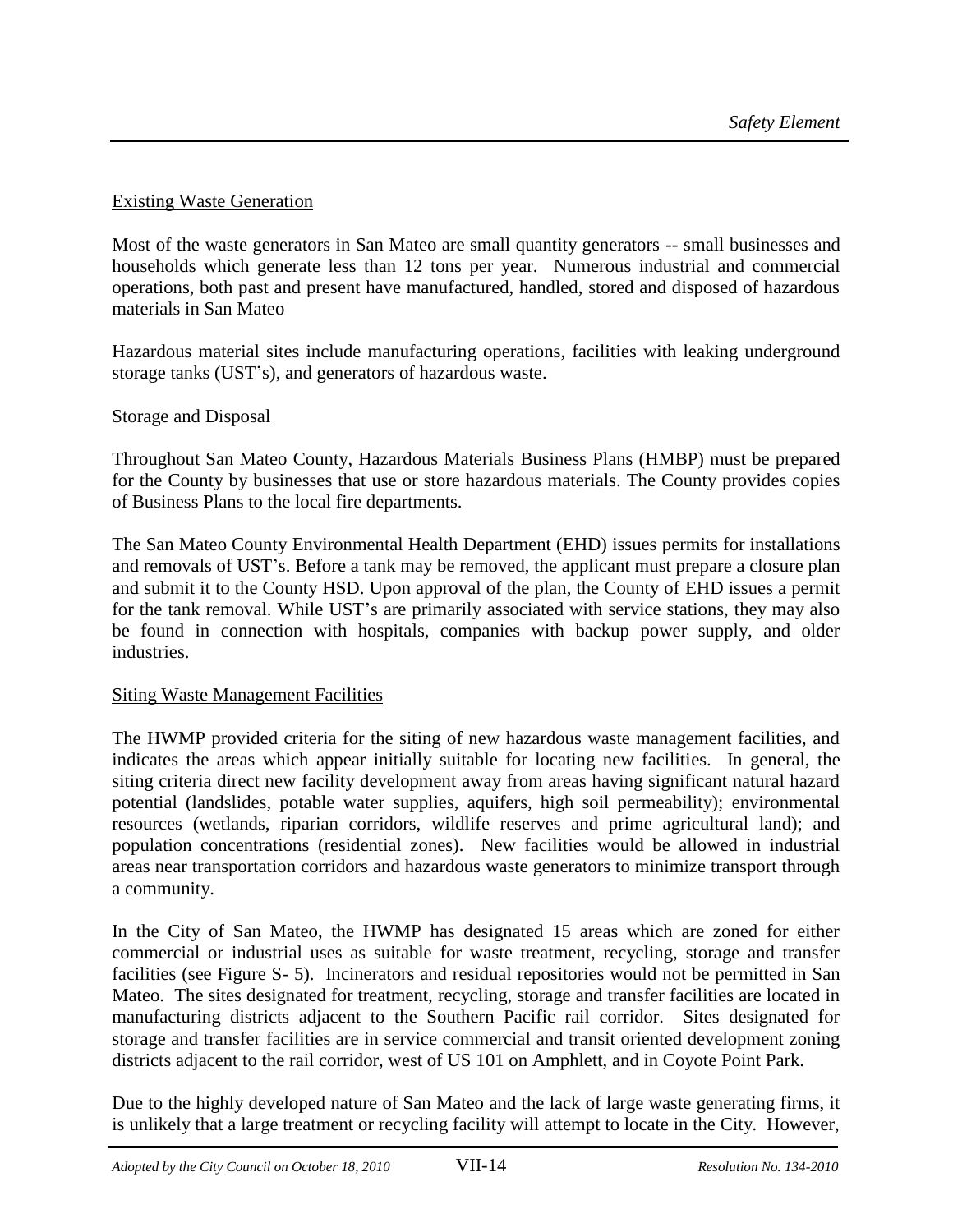Existing Waste Generation

Most of the waste generators in San Mateo are small quantity generators -- small businesses and households which generate less than 12 tons per year. Numerous industrial and commercial operations, both past and present have manufactured, handled, stored and disposed of hazardous materials in San Mateo

Hazardous material sites include manufacturing operations, facilities with leaking underground storage tanks (UST's), and generators of hazardous waste.

Storage and Disposal

Throughout San Mateo County, Hazardous Materials Business Plans (HMBP) must be prepared for the County by businesses that use or store hazardous materials. The County provides copies of Business Plans to the local fire departments.

The San Mateo County Environmental Health Department (EHD) issues permits for installations and removals of UST's. Before a tank may be removed, the applicant must prepare a closure plan and submit it to the County HSD. Upon approval of the plan, the County of EHD issues a permit for the tank removal. While UST's are primarily associated with service stations, they may also be found in connection with hospitals, companies with backup power supply, and older industries.

Siting Waste Management Facilities

The HWMP provided criteria for the siting of new hazardous waste management facilities, and indicates the areas which appear initially suitable for locating new facilities. In general, the siting criteria direct new facility development away from areas having significant natural hazard potential (landslides, potable water supplies, aquifers, high soil permeability); environmental resources (wetlands, riparian corridors, wildlife reserves and prime agricultural land); and population concentrations (residential zones). New facilities would be allowed in industrial areas near transportation corridors and hazardous waste generators to minimize transport through a community.

In the City of San Mateo, the HWMP has designated 15 areas which are zoned for either commercial or industrial uses as suitable for waste treatment, recycling, storage and transfer facilities (see Figure S- 5). Incinerators and residual repositories would not be permitted in San Mateo. The sites designated for treatment, recycling, storage and transfer facilities are located in manufacturing districts adjacent to the Southern Pacific rail corridor. Sites designated for storage and transfer facilities are in service commercial and transit oriented development zoning districts adjacent to the rail corridor, west of US 101 on Amphlett, and in Coyote Point Park.

Due to the highly developed nature of San Mateo and the lack of large waste generating firms, it is unlikely that a large treatment or recycling facility will attempt to locate in the City. However,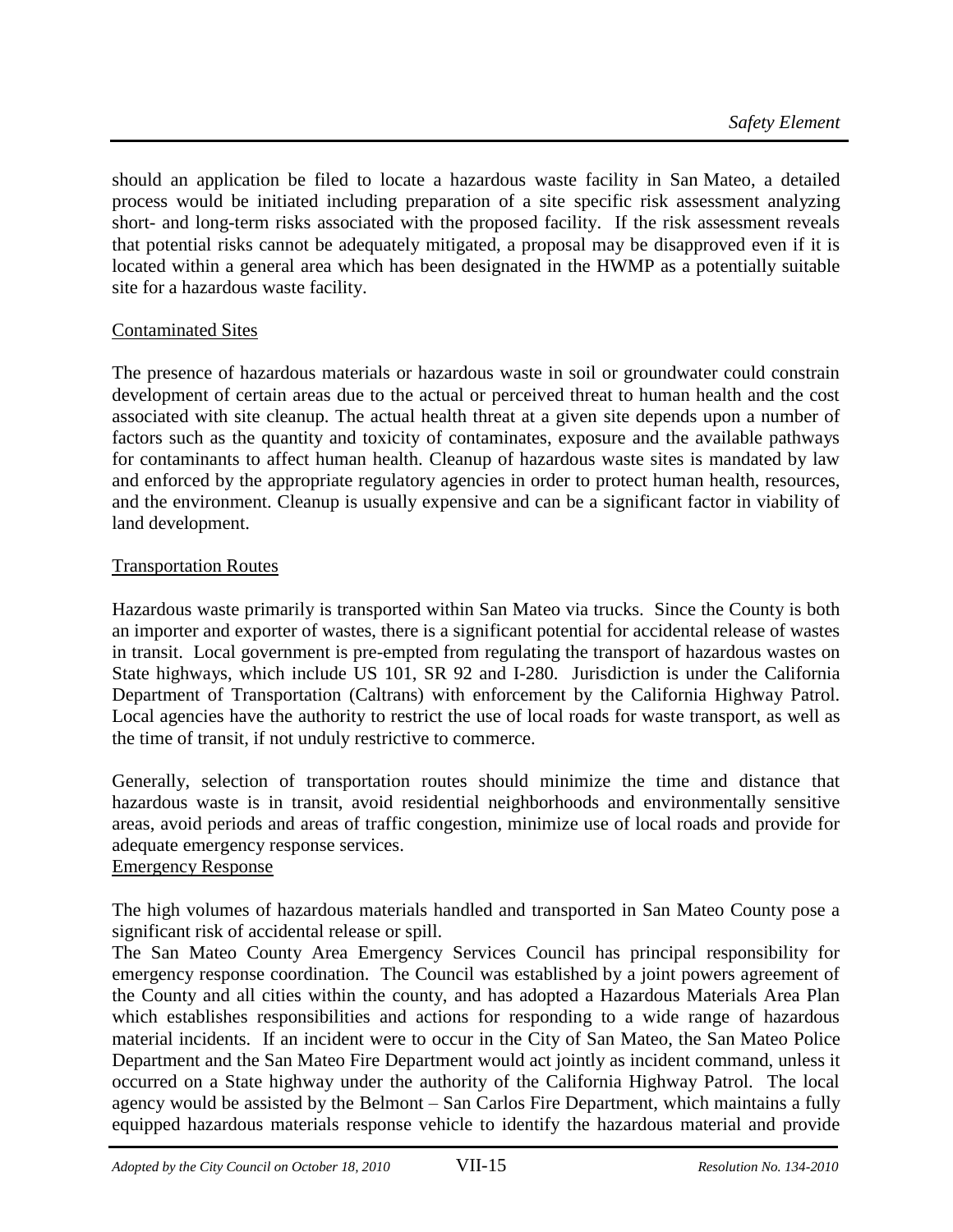should an application be filed to locate a hazardous waste facility in San Mateo, a detailed process would be initiated including preparation of a site specific risk assessment analyzing short- and long-term risks associated with the proposed facility. If the risk assessment reveals that potential risks cannot be adequately mitigated, a proposal may be disapproved even if it is located within a general area which has been designated in the HWMP as a potentially suitable site for a hazardous waste facility.

Contaminated Sites

The presence of hazardous materials or hazardous waste in soil or groundwater could constrain development of certain areas due to the actual or perceived threat to human health and the cost associated with site cleanup. The actual health threat at a given site depends upon a number of factors such as the quantity and toxicity of contaminates, exposure and the available pathways for contaminants to affect human health. Cleanup of hazardous waste sites is mandated by law and enforced by the appropriate regulatory agencies in order to protect human health, resources, and the environment. Cleanup is usually expensive and can be a significant factor in viability of land development.

Transportation Routes

Hazardous waste primarily is transported within San Mateo via trucks. Since the County is both an importer and exporter of wastes, there is a significant potential for accidental release of wastes in transit. Local government is pre-empted from regulating the transport of hazardous wastes on State highways, which include US 101, SR 92 and I-280. Jurisdiction is under the California Department of Transportation (Caltrans) with enforcement by the California Highway Patrol. Local agencies have the authority to restrict the use of local roads for waste transport, as well as the time of transit, if not unduly restrictive to commerce.

Generally, selection of transportation routes should minimize the time and distance that hazardous waste is in transit, avoid residential neighborhoods and environmentally sensitive areas, avoid periods and areas of traffic congestion, minimize use of local roads and provide for adequate emergency response services.

Emergency Response

The high volumes of hazardous materials handled and transported in San Mateo County pose a significant risk of accidental release or spill.

The San Mateo County Area Emergency Services Council has principal responsibility for emergency response coordination. The Council was established by a joint powers agreement of the County and all cities within the county, and has adopted a Hazardous Materials Area Plan which establishes responsibilities and actions for responding to a wide range of hazardous material incidents. If an incident were to occur in the City of San Mateo, the San Mateo Police Department and the San Mateo Fire Department would act jointly as incident command, unless it occurred on a State highway under the authority of the California Highway Patrol. The local agency would be assisted by the Belmont – San Carlos Fire Department, which maintains a fully equipped hazardous materials response vehicle to identify the hazardous material and provide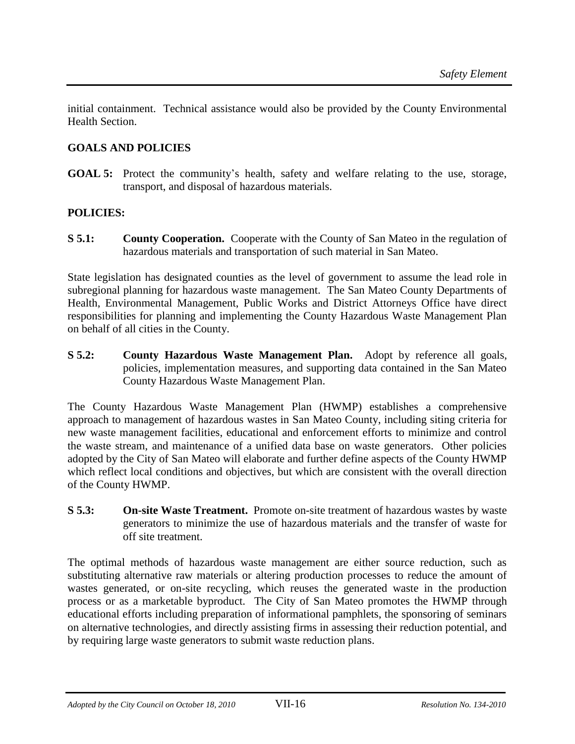initial containment. Technical assistance would also be provided by the County Environmental Health Section.

## GOALS AND POLICIES

**GOAL 5:** Protect the community's health, safety and welfare relating to the use, storage, transport, and disposal of hazardous materials.

**POLICIES:**

**S 5.1: County Cooperation.** Cooperate with the County of San Mateo in the regulation of hazardous materials and transportation of such material in San Mateo.

State legislation has designated counties as the level of government to assume the lead role in subregional planning for hazardous waste management. The San Mateo County Departments of Health, Environmental Management, Public Works and District Attorneys Office have direct responsibilities for planning and implementing the County Hazardous Waste Management Plan on behalf of all cities in the County.

**S 5.2: County Hazardous Waste Management Plan.** Adopt by reference all goals, policies, implementation measures, and supporting data contained in the San Mateo County Hazardous Waste Management Plan.

The County Hazardous Waste Management Plan (HWMP) establishes a comprehensive approach to management of hazardous wastes in San Mateo County, including siting criteria for new waste management facilities, educational and enforcement efforts to minimize and control the waste stream, and maintenance of a unified data base on waste generators. Other policies adopted by the City of San Mateo will elaborate and further define aspects of the County HWMP which reflect local conditions and objectives, but which are consistent with the overall direction of the County HWMP.

**S 5.3: On-site Waste Treatment.** Promote on-site treatment of hazardous wastes by waste generators to minimize the use of hazardous materials and the transfer of waste for off site treatment.

The optimal methods of hazardous waste management are either source reduction, such as substituting alternative raw materials or altering production processes to reduce the amount of wastes generated, or on-site recycling, which reuses the generated waste in the production process or as a marketable byproduct. The City of San Mateo promotes the HWMP through educational efforts including preparation of informational pamphlets, the sponsoring of seminars on alternative technologies, and directly assisting firms in assessing their reduction potential, and by requiring large waste generators to submit waste reduction plans.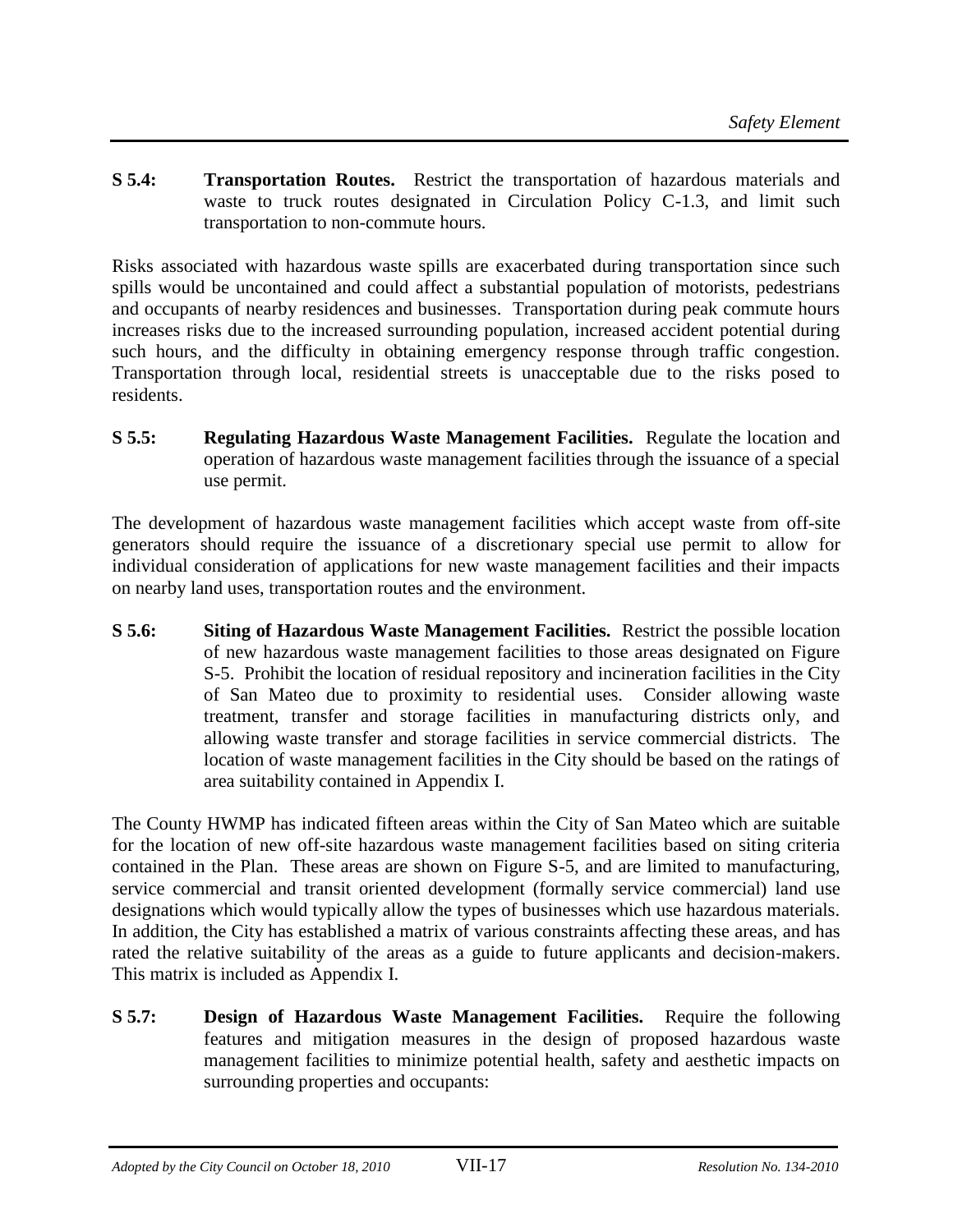**S 5.4: Transportation Routes.** Restrict the transportation of hazardous materials and waste to truck routes designated in Circulation Policy C-1.3, and limit such transportation to non-commute hours.

Risks associated with hazardous waste spills are exacerbated during transportation since such spills would be uncontained and could affect a substantial population of motorists, pedestrians and occupants of nearby residences and businesses. Transportation during peak commute hours increases risks due to the increased surrounding population, increased accident potential during such hours, and the difficulty in obtaining emergency response through traffic congestion. Transportation through local, residential streets is unacceptable due to the risks posed to residents.

**S 5.5: Regulating Hazardous Waste Management Facilities.** Regulate the location and operation of hazardous waste management facilities through the issuance of a special use permit.

The development of hazardous waste management facilities which accept waste from off-site generators should require the issuance of a discretionary special use permit to allow for individual consideration of applications for new waste management facilities and their impacts on nearby land uses, transportation routes and the environment.

**S 5.6: Siting of Hazardous Waste Management Facilities.** Restrict the possible location of new hazardous waste management facilities to those areas designated on Figure S-5. Prohibit the location of residual repository and incineration facilities in the City of San Mateo due to proximity to residential uses. Consider allowing waste treatment, transfer and storage facilities in manufacturing districts only, and allowing waste transfer and storage facilities in service commercial districts. The location of waste management facilities in the City should be based on the ratings of area suitability contained in Appendix I.

The County HWMP has indicated fifteen areas within the City of San Mateo which are suitable for the location of new off-site hazardous waste management facilities based on siting criteria contained in the Plan. These areas are shown on Figure S-5, and are limited to manufacturing, service commercial and transit oriented development (formally service commercial) land use designations which would typically allow the types of businesses which use hazardous materials. In addition, the City has established a matrix of various constraints affecting these areas, and has rated the relative suitability of the areas as a guide to future applicants and decision-makers. This matrix is included as Appendix I.

**S 5.7: Design of Hazardous Waste Management Facilities.** Require the following features and mitigation measures in the design of proposed hazardous waste management facilities to minimize potential health, safety and aesthetic impacts on surrounding properties and occupants: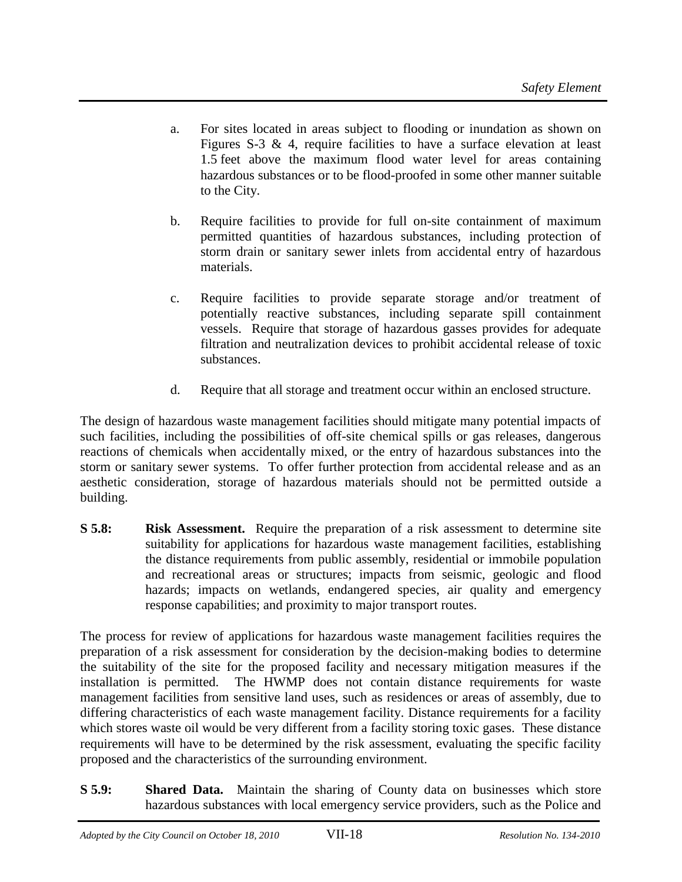a. For sites located in areas subject to flooding or inundation as shown on Figures S-3 & 4, require facilities to have a surface elevation at least 1.5 feet above the maximum flood water level for areas containing hazardous substances or to be flood-proofed in some other manner suitable to the City.

b. Require facilities to provide for full on-site containment of maximum permitted quantities of hazardous substances, including protection of storm drain or sanitary sewer inlets from accidental entry of hazardous materials.

c. Require facilities to provide separate storage and/or treatment of potentially reactive substances, including separate spill containment vessels. Require that storage of hazardous gasses provides for adequate filtration and neutralization devices to prohibit accidental release of toxic substances.

d. Require that all storage and treatment occur within an enclosed structure.

The design of hazardous waste management facilities should mitigate many potential impacts of such facilities, including the possibilities of off-site chemical spills or gas releases, dangerous reactions of chemicals when accidentally mixed, or the entry of hazardous substances into the storm or sanitary sewer systems. To offer further protection from accidental release and as an aesthetic consideration, storage of hazardous materials should not be permitted outside a building.

**S 5.8:** **Risk Assessment.** Require the preparation of a risk assessment to determine site suitability for applications for hazardous waste management facilities, establishing the distance requirements from public assembly, residential or immobile population and recreational areas or structures; impacts from seismic, geologic and flood hazards; impacts on wetlands, endangered species, air quality and emergency response capabilities; and proximity to major transport routes.

The process for review of applications for hazardous waste management facilities requires the preparation of a risk assessment for consideration by the decision-making bodies to determine the suitability of the site for the proposed facility and necessary mitigation measures if the installation is permitted. The HWMP does not contain distance requirements for waste management facilities from sensitive land uses, such as residences or areas of assembly, due to differing characteristics of each waste management facility. Distance requirements for a facility which stores waste oil would be very different from a facility storing toxic gases. These distance requirements will have to be determined by the risk assessment, evaluating the specific facility proposed and the characteristics of the surrounding environment.

**S 5.9:** **Shared Data.** Maintain the sharing of County data on businesses which store hazardous substances with local emergency service providers, such as the Police and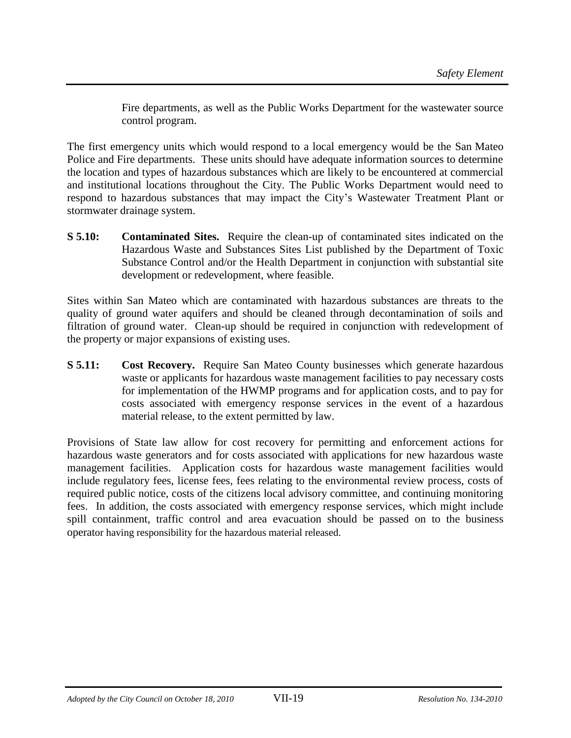Fire departments, as well as the Public Works Department for the wastewater source control program.

The first emergency units which would respond to a local emergency would be the San Mateo Police and Fire departments. These units should have adequate information sources to determine the location and types of hazardous substances which are likely to be encountered at commercial and institutional locations throughout the City. The Public Works Department would need to respond to hazardous substances that may impact the City's Wastewater Treatment Plant or stormwater drainage system.

**S 5.10: Contaminated Sites.** Require the clean-up of contaminated sites indicated on the Hazardous Waste and Substances Sites List published by the Department of Toxic Substance Control and/or the Health Department in conjunction with substantial site development or redevelopment, where feasible.

Sites within San Mateo which are contaminated with hazardous substances are threats to the quality of ground water aquifers and should be cleaned through decontamination of soils and filtration of ground water. Clean-up should be required in conjunction with redevelopment of the property or major expansions of existing uses.

**S 5.11: Cost Recovery.** Require San Mateo County businesses which generate hazardous waste or applicants for hazardous waste management facilities to pay necessary costs for implementation of the HWMP programs and for application costs, and to pay for costs associated with emergency response services in the event of a hazardous material release, to the extent permitted by law.

Provisions of State law allow for cost recovery for permitting and enforcement actions for hazardous waste generators and for costs associated with applications for new hazardous waste management facilities. Application costs for hazardous waste management facilities would include regulatory fees, license fees, fees relating to the environmental review process, costs of required public notice, costs of the citizens local advisory committee, and continuing monitoring fees. In addition, the costs associated with emergency response services, which might include spill containment, traffic control and area evacuation should be passed on to the business operator having responsibility for the hazardous material released.